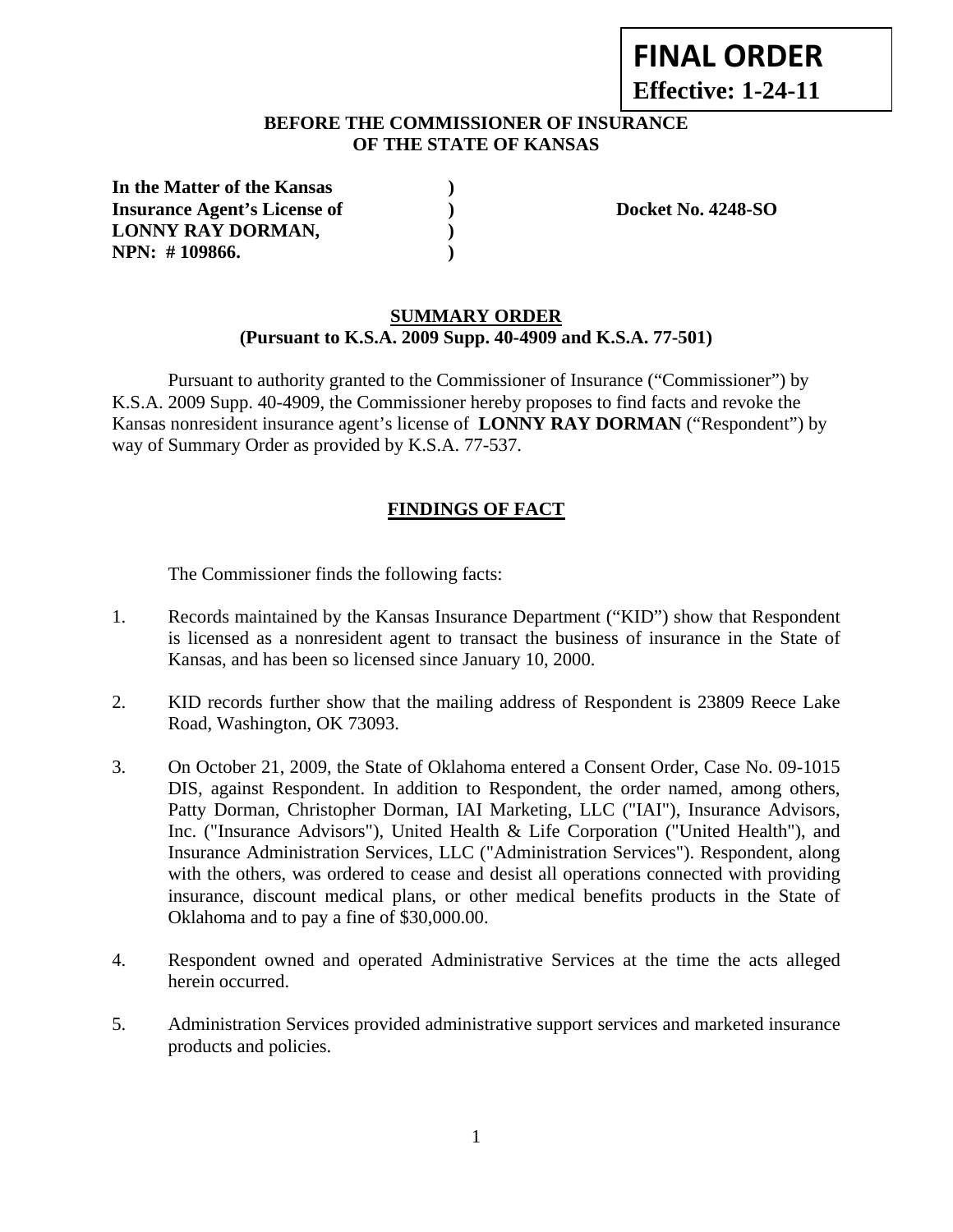**FINAL ORDER**
**Effective: 1-24-11**

**BEFORE THE COMMISSIONER OF INSURANCE**
**OF THE STATE OF KANSAS**

| | | |
|---|---|---|
| **In the Matter of the Kansas** | **)** | |
| **Insurance Agent's License of** | **)** | **Docket No. 4248-SO** |
| **LONNY RAY DORMAN,** | **)** | |
| **NPN: # 109866.** | **)** | |

## SUMMARY ORDER
**(Pursuant to K.S.A. 2009 Supp. 40-4909 and K.S.A. 77-501)**

Pursuant to authority granted to the Commissioner of Insurance ("Commissioner") by K.S.A. 2009 Supp. 40-4909, the Commissioner hereby proposes to find facts and revoke the Kansas nonresident insurance agent's license of **LONNY RAY DORMAN** ("Respondent") by way of Summary Order as provided by K.S.A. 77-537.

## FINDINGS OF FACT

The Commissioner finds the following facts:

1. Records maintained by the Kansas Insurance Department ("KID") show that Respondent is licensed as a nonresident agent to transact the business of insurance in the State of Kansas, and has been so licensed since January 10, 2000.

2. KID records further show that the mailing address of Respondent is 23809 Reece Lake Road, Washington, OK 73093.

3. On October 21, 2009, the State of Oklahoma entered a Consent Order, Case No. 09-1015 DIS, against Respondent. In addition to Respondent, the order named, among others, Patty Dorman, Christopher Dorman, IAI Marketing, LLC ("IAI"), Insurance Advisors, Inc. ("Insurance Advisors"), United Health & Life Corporation ("United Health"), and Insurance Administration Services, LLC ("Administration Services"). Respondent, along with the others, was ordered to cease and desist all operations connected with providing insurance, discount medical plans, or other medical benefits products in the State of Oklahoma and to pay a fine of $30,000.00.

4. Respondent owned and operated Administrative Services at the time the acts alleged herein occurred.

5. Administration Services provided administrative support services and marketed insurance products and policies.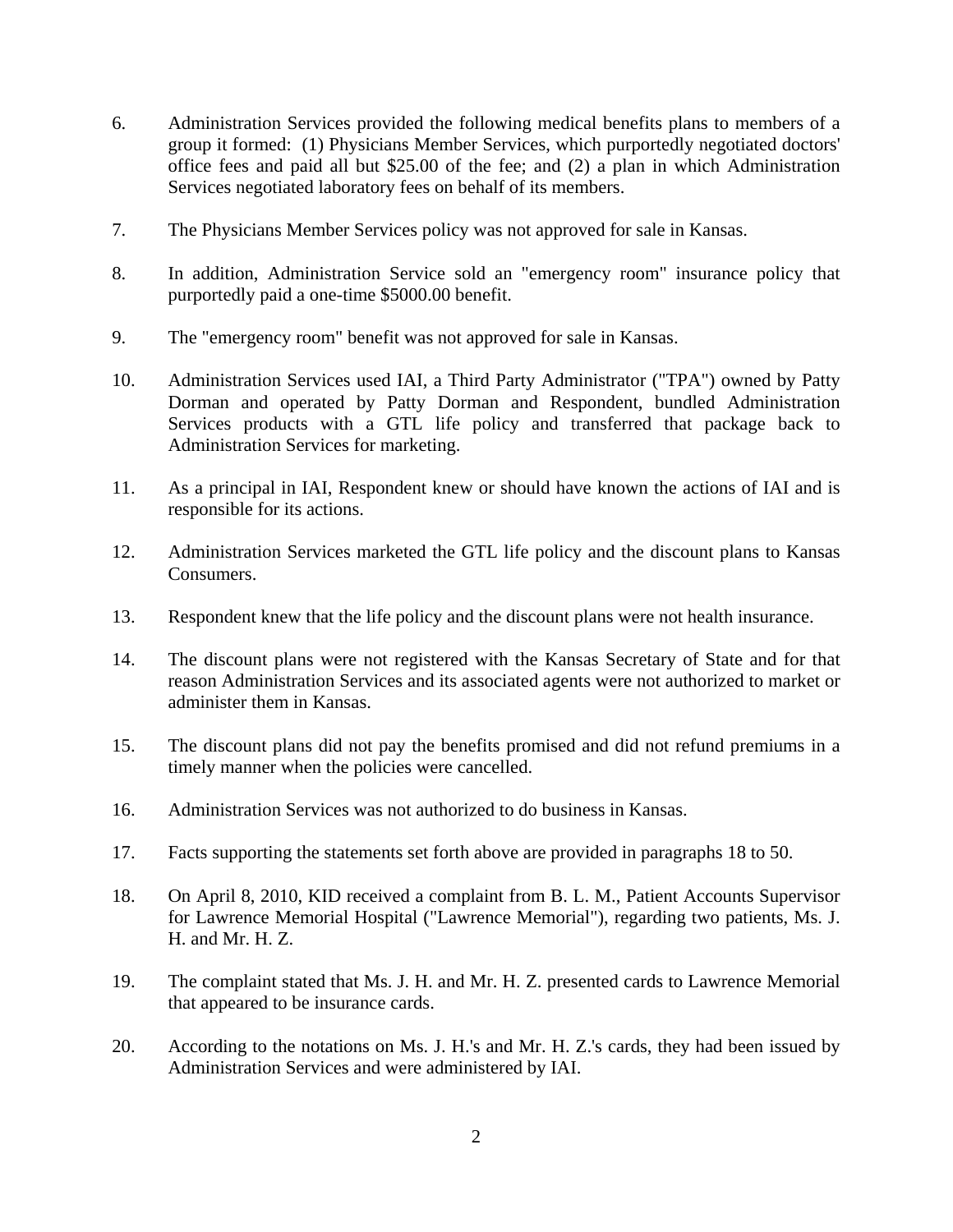6. Administration Services provided the following medical benefits plans to members of a group it formed: (1) Physicians Member Services, which purportedly negotiated doctors' office fees and paid all but $25.00 of the fee; and (2) a plan in which Administration Services negotiated laboratory fees on behalf of its members.

7. The Physicians Member Services policy was not approved for sale in Kansas.

8. In addition, Administration Service sold an "emergency room" insurance policy that purportedly paid a one-time $5000.00 benefit.

9. The "emergency room" benefit was not approved for sale in Kansas.

10. Administration Services used IAI, a Third Party Administrator ("TPA") owned by Patty Dorman and operated by Patty Dorman and Respondent, bundled Administration Services products with a GTL life policy and transferred that package back to Administration Services for marketing.

11. As a principal in IAI, Respondent knew or should have known the actions of IAI and is responsible for its actions.

12. Administration Services marketed the GTL life policy and the discount plans to Kansas Consumers.

13. Respondent knew that the life policy and the discount plans were not health insurance.

14. The discount plans were not registered with the Kansas Secretary of State and for that reason Administration Services and its associated agents were not authorized to market or administer them in Kansas.

15. The discount plans did not pay the benefits promised and did not refund premiums in a timely manner when the policies were cancelled.

16. Administration Services was not authorized to do business in Kansas.

17. Facts supporting the statements set forth above are provided in paragraphs 18 to 50.

18. On April 8, 2010, KID received a complaint from B. L. M., Patient Accounts Supervisor for Lawrence Memorial Hospital ("Lawrence Memorial"), regarding two patients, Ms. J. H. and Mr. H. Z.

19. The complaint stated that Ms. J. H. and Mr. H. Z. presented cards to Lawrence Memorial that appeared to be insurance cards.

20. According to the notations on Ms. J. H.'s and Mr. H. Z.'s cards, they had been issued by Administration Services and were administered by IAI.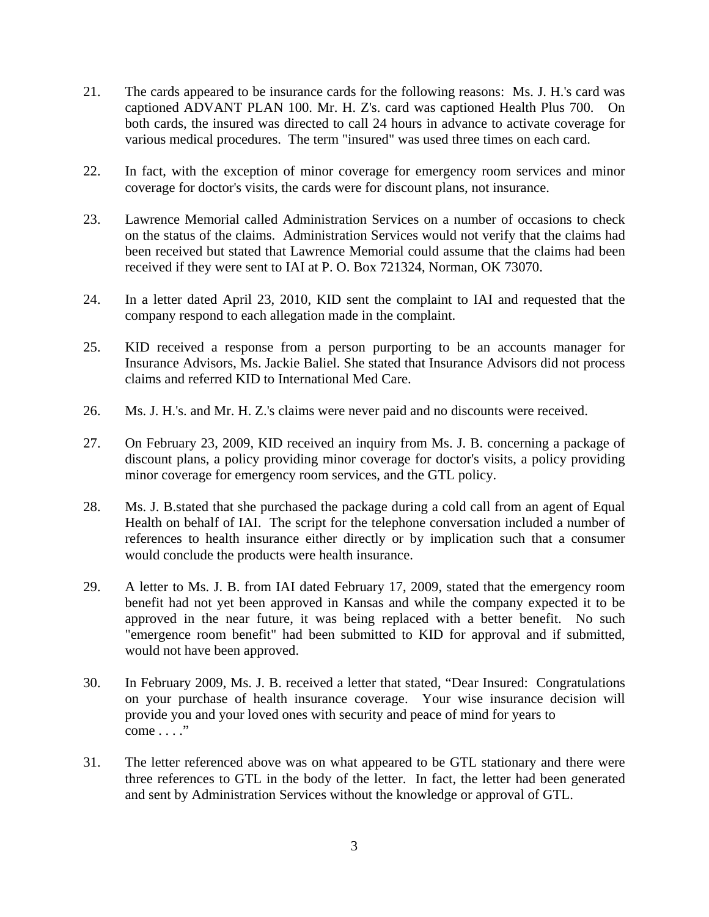21. The cards appeared to be insurance cards for the following reasons: Ms. J. H.'s card was captioned ADVANT PLAN 100. Mr. H. Z's. card was captioned Health Plus 700. On both cards, the insured was directed to call 24 hours in advance to activate coverage for various medical procedures. The term "insured" was used three times on each card.

22. In fact, with the exception of minor coverage for emergency room services and minor coverage for doctor's visits, the cards were for discount plans, not insurance.

23. Lawrence Memorial called Administration Services on a number of occasions to check on the status of the claims. Administration Services would not verify that the claims had been received but stated that Lawrence Memorial could assume that the claims had been received if they were sent to IAI at P. O. Box 721324, Norman, OK 73070.

24. In a letter dated April 23, 2010, KID sent the complaint to IAI and requested that the company respond to each allegation made in the complaint.

25. KID received a response from a person purporting to be an accounts manager for Insurance Advisors, Ms. Jackie Baliel. She stated that Insurance Advisors did not process claims and referred KID to International Med Care.

26. Ms. J. H.'s. and Mr. H. Z.'s claims were never paid and no discounts were received.

27. On February 23, 2009, KID received an inquiry from Ms. J. B. concerning a package of discount plans, a policy providing minor coverage for doctor's visits, a policy providing minor coverage for emergency room services, and the GTL policy.

28. Ms. J. B.stated that she purchased the package during a cold call from an agent of Equal Health on behalf of IAI. The script for the telephone conversation included a number of references to health insurance either directly or by implication such that a consumer would conclude the products were health insurance.

29. A letter to Ms. J. B. from IAI dated February 17, 2009, stated that the emergency room benefit had not yet been approved in Kansas and while the company expected it to be approved in the near future, it was being replaced with a better benefit. No such "emergence room benefit" had been submitted to KID for approval and if submitted, would not have been approved.

30. In February 2009, Ms. J. B. received a letter that stated, "Dear Insured: Congratulations on your purchase of health insurance coverage. Your wise insurance decision will provide you and your loved ones with security and peace of mind for years to come . . . ."

31. The letter referenced above was on what appeared to be GTL stationary and there were three references to GTL in the body of the letter. In fact, the letter had been generated and sent by Administration Services without the knowledge or approval of GTL.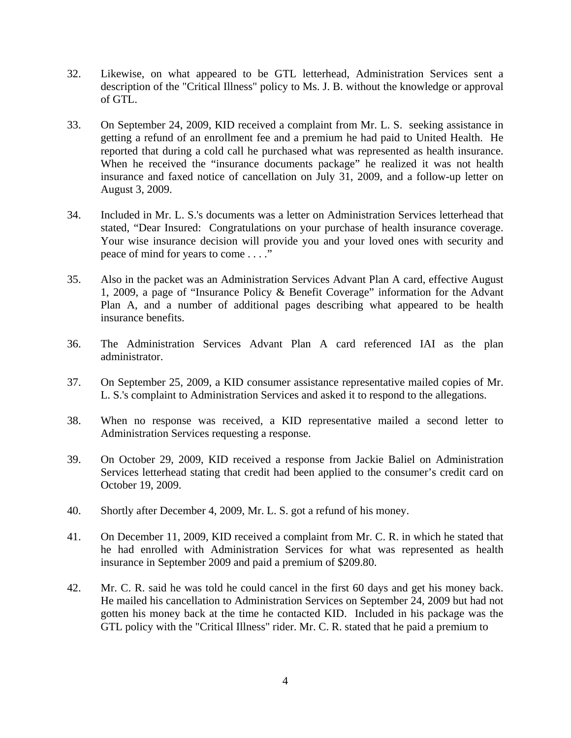32. Likewise, on what appeared to be GTL letterhead, Administration Services sent a description of the "Critical Illness" policy to Ms. J. B. without the knowledge or approval of GTL.

33. On September 24, 2009, KID received a complaint from Mr. L. S. seeking assistance in getting a refund of an enrollment fee and a premium he had paid to United Health. He reported that during a cold call he purchased what was represented as health insurance. When he received the "insurance documents package" he realized it was not health insurance and faxed notice of cancellation on July 31, 2009, and a follow-up letter on August 3, 2009.

34. Included in Mr. L. S.'s documents was a letter on Administration Services letterhead that stated, "Dear Insured: Congratulations on your purchase of health insurance coverage. Your wise insurance decision will provide you and your loved ones with security and peace of mind for years to come . . . ."

35. Also in the packet was an Administration Services Advant Plan A card, effective August 1, 2009, a page of "Insurance Policy & Benefit Coverage" information for the Advant Plan A, and a number of additional pages describing what appeared to be health insurance benefits.

36. The Administration Services Advant Plan A card referenced IAI as the plan administrator.

37. On September 25, 2009, a KID consumer assistance representative mailed copies of Mr. L. S.'s complaint to Administration Services and asked it to respond to the allegations.

38. When no response was received, a KID representative mailed a second letter to Administration Services requesting a response.

39. On October 29, 2009, KID received a response from Jackie Baliel on Administration Services letterhead stating that credit had been applied to the consumer's credit card on October 19, 2009.

40. Shortly after December 4, 2009, Mr. L. S. got a refund of his money.

41. On December 11, 2009, KID received a complaint from Mr. C. R. in which he stated that he had enrolled with Administration Services for what was represented as health insurance in September 2009 and paid a premium of $209.80.

42. Mr. C. R. said he was told he could cancel in the first 60 days and get his money back. He mailed his cancellation to Administration Services on September 24, 2009 but had not gotten his money back at the time he contacted KID. Included in his package was the GTL policy with the "Critical Illness" rider. Mr. C. R. stated that he paid a premium to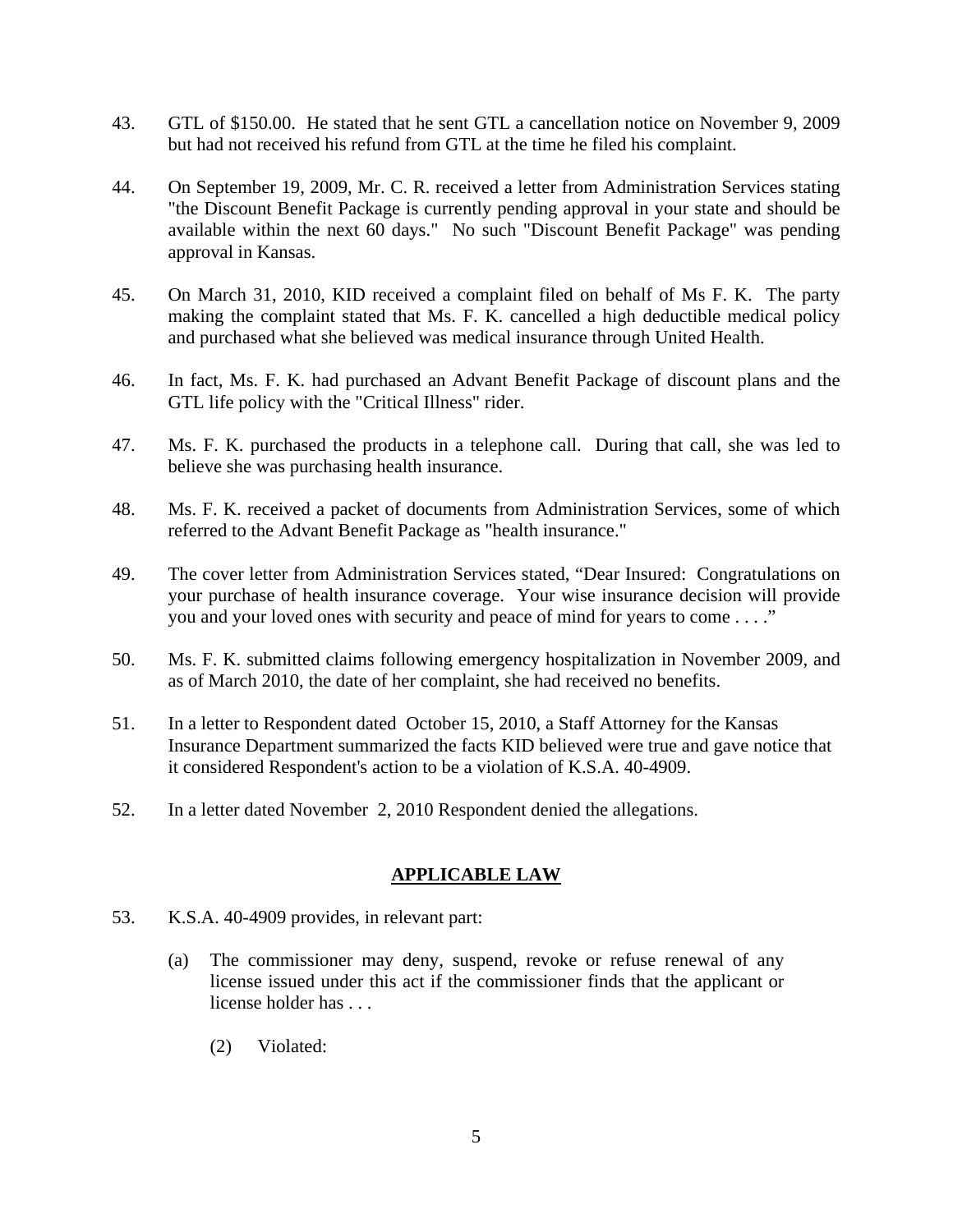43. GTL of $150.00. He stated that he sent GTL a cancellation notice on November 9, 2009 but had not received his refund from GTL at the time he filed his complaint.

44. On September 19, 2009, Mr. C. R. received a letter from Administration Services stating "the Discount Benefit Package is currently pending approval in your state and should be available within the next 60 days." No such "Discount Benefit Package" was pending approval in Kansas.

45. On March 31, 2010, KID received a complaint filed on behalf of Ms F. K. The party making the complaint stated that Ms. F. K. cancelled a high deductible medical policy and purchased what she believed was medical insurance through United Health.

46. In fact, Ms. F. K. had purchased an Advant Benefit Package of discount plans and the GTL life policy with the "Critical Illness" rider.

47. Ms. F. K. purchased the products in a telephone call. During that call, she was led to believe she was purchasing health insurance.

48. Ms. F. K. received a packet of documents from Administration Services, some of which referred to the Advant Benefit Package as "health insurance."

49. The cover letter from Administration Services stated, "Dear Insured: Congratulations on your purchase of health insurance coverage. Your wise insurance decision will provide you and your loved ones with security and peace of mind for years to come . . . ."

50. Ms. F. K. submitted claims following emergency hospitalization in November 2009, and as of March 2010, the date of her complaint, she had received no benefits.

51. In a letter to Respondent dated October 15, 2010, a Staff Attorney for the Kansas Insurance Department summarized the facts KID believed were true and gave notice that it considered Respondent's action to be a violation of K.S.A. 40-4909.

52. In a letter dated November 2, 2010 Respondent denied the allegations.

## APPLICABLE LAW

53. K.S.A. 40-4909 provides, in relevant part:

    (a) The commissioner may deny, suspend, revoke or refuse renewal of any license issued under this act if the commissioner finds that the applicant or license holder has . . .

        (2) Violated: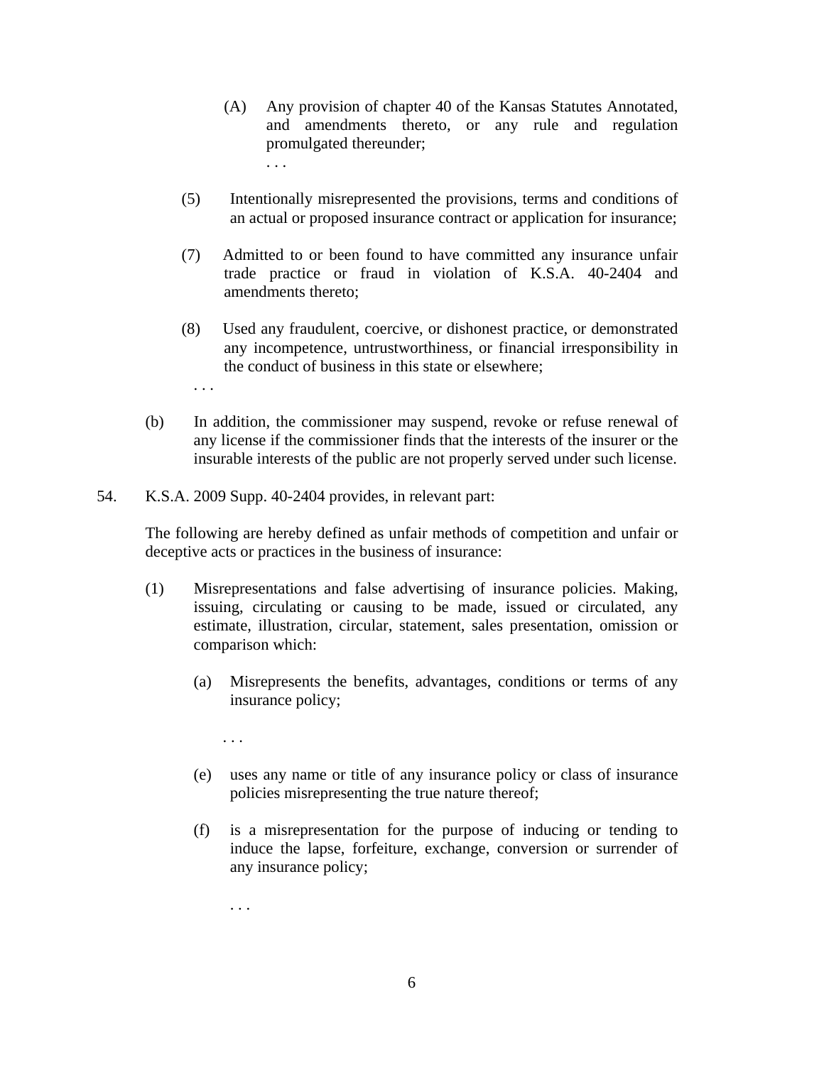(A) Any provision of chapter 40 of the Kansas Statutes Annotated, and amendments thereto, or any rule and regulation promulgated thereunder;

. . .

(5) Intentionally misrepresented the provisions, terms and conditions of an actual or proposed insurance contract or application for insurance;

(7) Admitted to or been found to have committed any insurance unfair trade practice or fraud in violation of K.S.A. 40-2404 and amendments thereto;

(8) Used any fraudulent, coercive, or dishonest practice, or demonstrated any incompetence, untrustworthiness, or financial irresponsibility in the conduct of business in this state or elsewhere;

. . .

(b) In addition, the commissioner may suspend, revoke or refuse renewal of any license if the commissioner finds that the interests of the insurer or the insurable interests of the public are not properly served under such license.

54. K.S.A. 2009 Supp. 40-2404 provides, in relevant part:

The following are hereby defined as unfair methods of competition and unfair or deceptive acts or practices in the business of insurance:

(1) Misrepresentations and false advertising of insurance policies. Making, issuing, circulating or causing to be made, issued or circulated, any estimate, illustration, circular, statement, sales presentation, omission or comparison which:

(a) Misrepresents the benefits, advantages, conditions or terms of any insurance policy;

. . .

(e) uses any name or title of any insurance policy or class of insurance policies misrepresenting the true nature thereof;

(f) is a misrepresentation for the purpose of inducing or tending to induce the lapse, forfeiture, exchange, conversion or surrender of any insurance policy;

. . .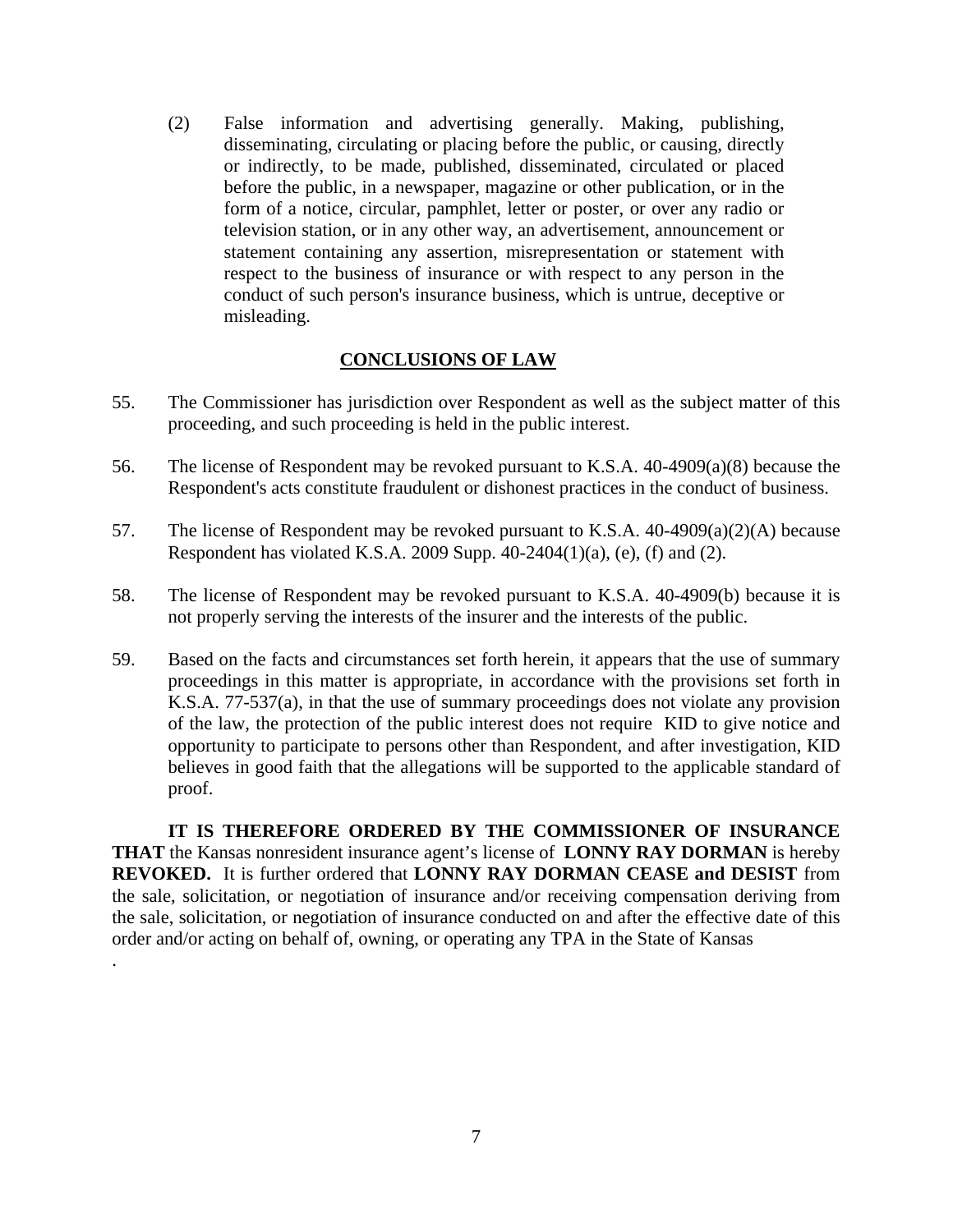(2) False information and advertising generally. Making, publishing, disseminating, circulating or placing before the public, or causing, directly or indirectly, to be made, published, disseminated, circulated or placed before the public, in a newspaper, magazine or other publication, or in the form of a notice, circular, pamphlet, letter or poster, or over any radio or television station, or in any other way, an advertisement, announcement or statement containing any assertion, misrepresentation or statement with respect to the business of insurance or with respect to any person in the conduct of such person's insurance business, which is untrue, deceptive or misleading.

## CONCLUSIONS OF LAW

55. The Commissioner has jurisdiction over Respondent as well as the subject matter of this proceeding, and such proceeding is held in the public interest.

56. The license of Respondent may be revoked pursuant to K.S.A. 40-4909(a)(8) because the Respondent's acts constitute fraudulent or dishonest practices in the conduct of business.

57. The license of Respondent may be revoked pursuant to K.S.A. 40-4909(a)(2)(A) because Respondent has violated K.S.A. 2009 Supp. 40-2404(1)(a), (e), (f) and (2).

58. The license of Respondent may be revoked pursuant to K.S.A. 40-4909(b) because it is not properly serving the interests of the insurer and the interests of the public.

59. Based on the facts and circumstances set forth herein, it appears that the use of summary proceedings in this matter is appropriate, in accordance with the provisions set forth in K.S.A. 77-537(a), in that the use of summary proceedings does not violate any provision of the law, the protection of the public interest does not require KID to give notice and opportunity to participate to persons other than Respondent, and after investigation, KID believes in good faith that the allegations will be supported to the applicable standard of proof.

**IT IS THEREFORE ORDERED BY THE COMMISSIONER OF INSURANCE THAT** the Kansas nonresident insurance agent's license of **LONNY RAY DORMAN** is hereby **REVOKED.** It is further ordered that **LONNY RAY DORMAN CEASE and DESIST** from the sale, solicitation, or negotiation of insurance and/or receiving compensation deriving from the sale, solicitation, or negotiation of insurance conducted on and after the effective date of this order and/or acting on behalf of, owning, or operating any TPA in the State of Kansas

.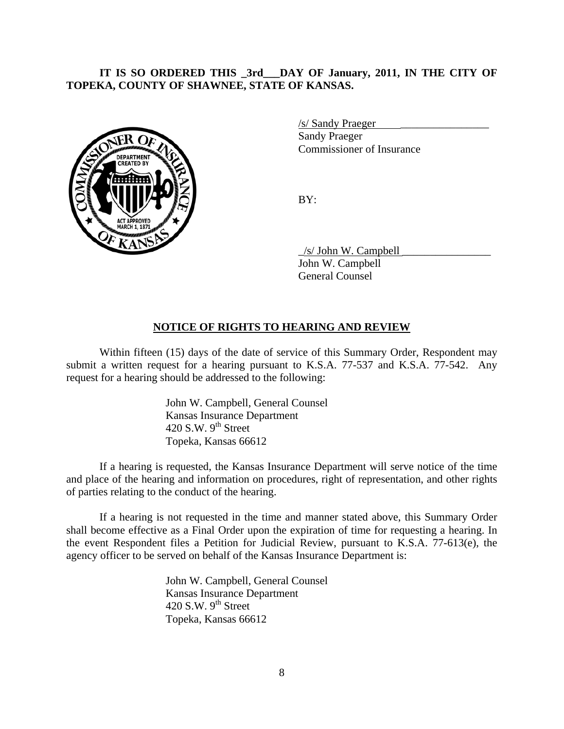**IT IS SO ORDERED THIS _3rd___DAY OF January, 2011, IN THE CITY OF TOPEKA, COUNTY OF SHAWNEE, STATE OF KANSAS.**

/s/ Sandy Praeger
Sandy Praeger
Commissioner of Insurance

BY:

_/s/ John W. Campbell
John W. Campbell
General Counsel

## NOTICE OF RIGHTS TO HEARING AND REVIEW

Within fifteen (15) days of the date of service of this Summary Order, Respondent may submit a written request for a hearing pursuant to K.S.A. 77-537 and K.S.A. 77-542. Any request for a hearing should be addressed to the following:

John W. Campbell, General Counsel
Kansas Insurance Department
420 S.W. 9th Street
Topeka, Kansas 66612

If a hearing is requested, the Kansas Insurance Department will serve notice of the time and place of the hearing and information on procedures, right of representation, and other rights of parties relating to the conduct of the hearing.

If a hearing is not requested in the time and manner stated above, this Summary Order shall become effective as a Final Order upon the expiration of time for requesting a hearing. In the event Respondent files a Petition for Judicial Review, pursuant to K.S.A. 77-613(e), the agency officer to be served on behalf of the Kansas Insurance Department is:

John W. Campbell, General Counsel
Kansas Insurance Department
420 S.W. 9th Street
Topeka, Kansas 66612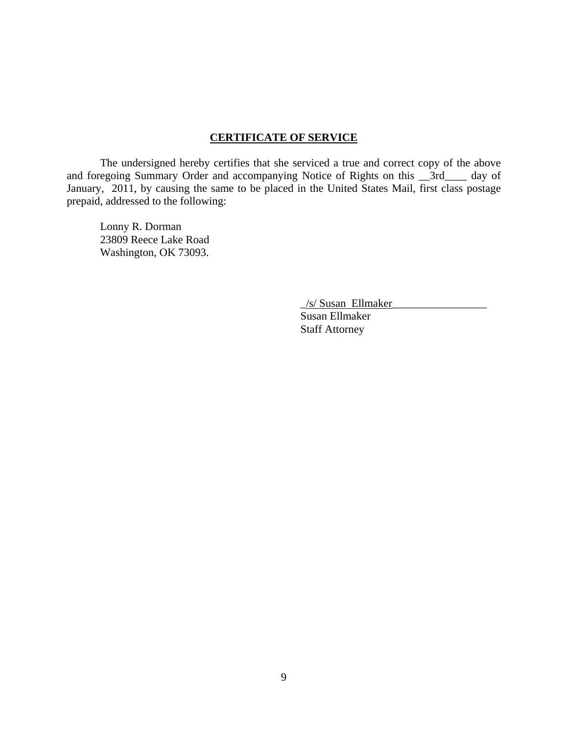## CERTIFICATE OF SERVICE

The undersigned hereby certifies that she serviced a true and correct copy of the above and foregoing Summary Order and accompanying Notice of Rights on this __3rd____ day of January, 2011, by causing the same to be placed in the United States Mail, first class postage prepaid, addressed to the following:

Lonny R. Dorman
23809 Reece Lake Road
Washington, OK 73093.

_/s/ Susan Ellmaker_________________
Susan Ellmaker
Staff Attorney